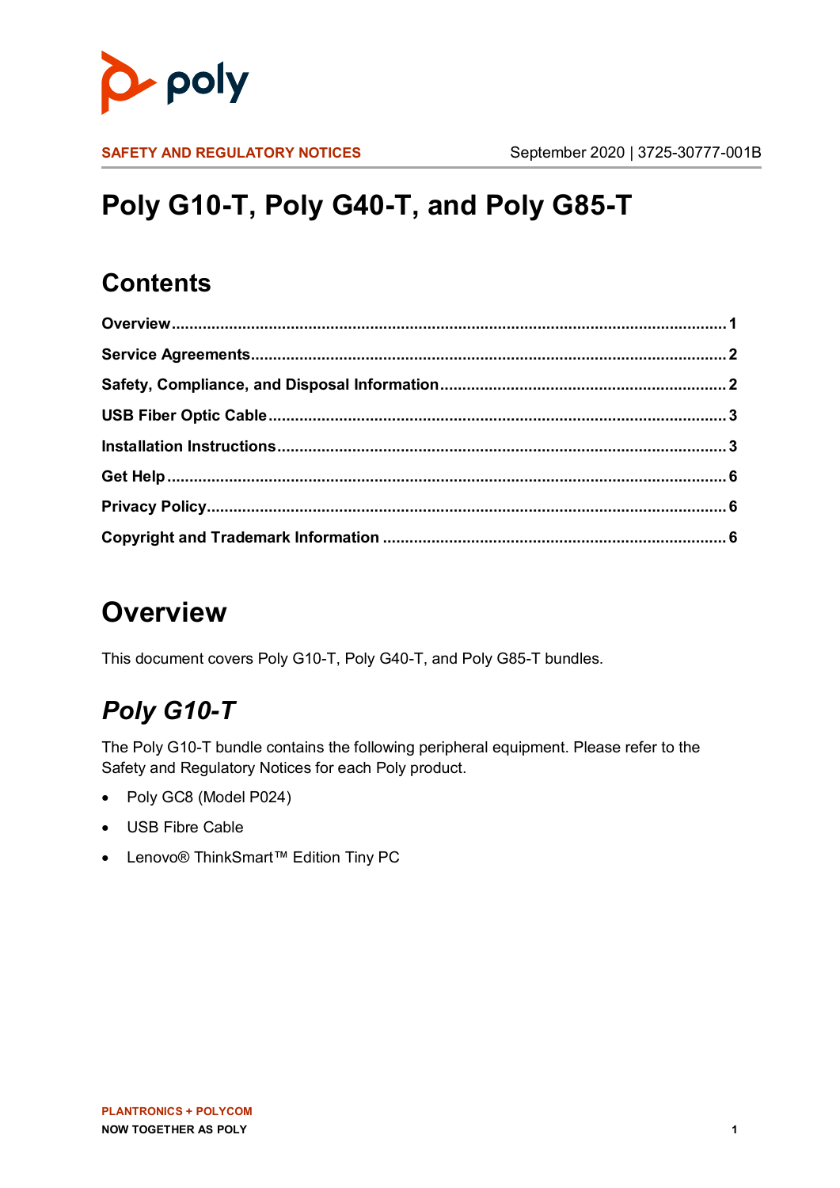**SAFETY AND REGULATORY NOTICES** September 2020 | 3725-30777-001B

# Poly G10-T, Poly G40-T, and Poly G85-T

## Contents

**Overview** ..... 1

**Service Agreements** ..... 2

**Safety, Compliance, and Disposal Information** ..... 2

**USB Fiber Optic Cable** ..... 3

**Installation Instructions** ..... 3

**Get Help** ..... 6

**Privacy Policy** ..... 6

**Copyright and Trademark Information** ..... 6

# Overview

This document covers Poly G10-T, Poly G40-T, and Poly G85-T bundles.

## *Poly G10-T*

The Poly G10-T bundle contains the following peripheral equipment. Please refer to the Safety and Regulatory Notices for each Poly product.

- Poly GC8 (Model P024)
- USB Fibre Cable
- Lenovo® ThinkSmart™ Edition Tiny PC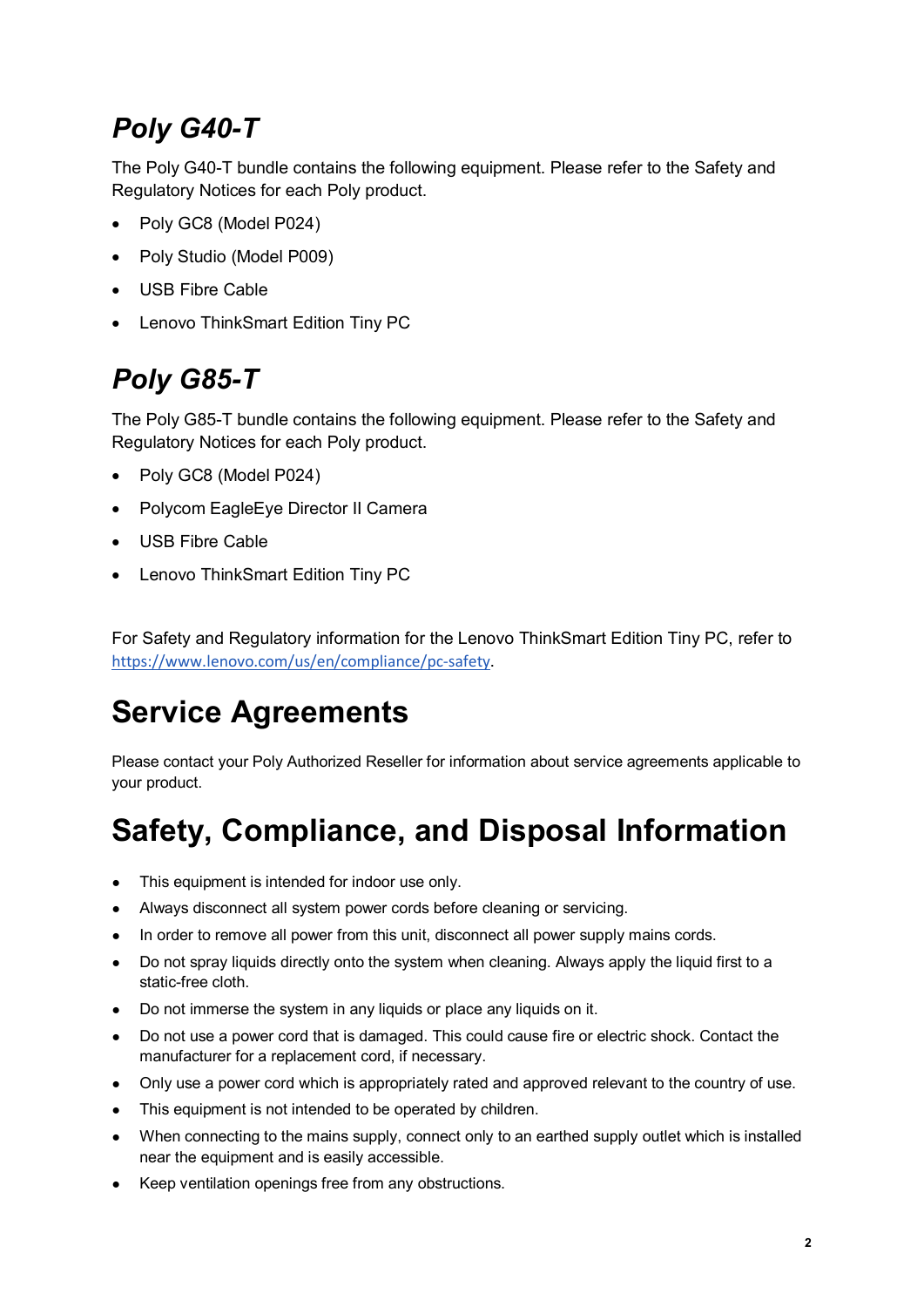## *Poly G40-T*

The Poly G40-T bundle contains the following equipment. Please refer to the Safety and Regulatory Notices for each Poly product.

- Poly GC8 (Model P024)
- Poly Studio (Model P009)
- USB Fibre Cable
- Lenovo ThinkSmart Edition Tiny PC

## *Poly G85-T*

The Poly G85-T bundle contains the following equipment. Please refer to the Safety and Regulatory Notices for each Poly product.

- Poly GC8 (Model P024)
- Polycom EagleEye Director II Camera
- USB Fibre Cable
- Lenovo ThinkSmart Edition Tiny PC

For Safety and Regulatory information for the Lenovo ThinkSmart Edition Tiny PC, refer to https://www.lenovo.com/us/en/compliance/pc-safety.

# Service Agreements

Please contact your Poly Authorized Reseller for information about service agreements applicable to your product.

# Safety, Compliance, and Disposal Information

- This equipment is intended for indoor use only.
- Always disconnect all system power cords before cleaning or servicing.
- In order to remove all power from this unit, disconnect all power supply mains cords.
- Do not spray liquids directly onto the system when cleaning. Always apply the liquid first to a static-free cloth.
- Do not immerse the system in any liquids or place any liquids on it.
- Do not use a power cord that is damaged. This could cause fire or electric shock. Contact the manufacturer for a replacement cord, if necessary.
- Only use a power cord which is appropriately rated and approved relevant to the country of use.
- This equipment is not intended to be operated by children.
- When connecting to the mains supply, connect only to an earthed supply outlet which is installed near the equipment and is easily accessible.
- Keep ventilation openings free from any obstructions.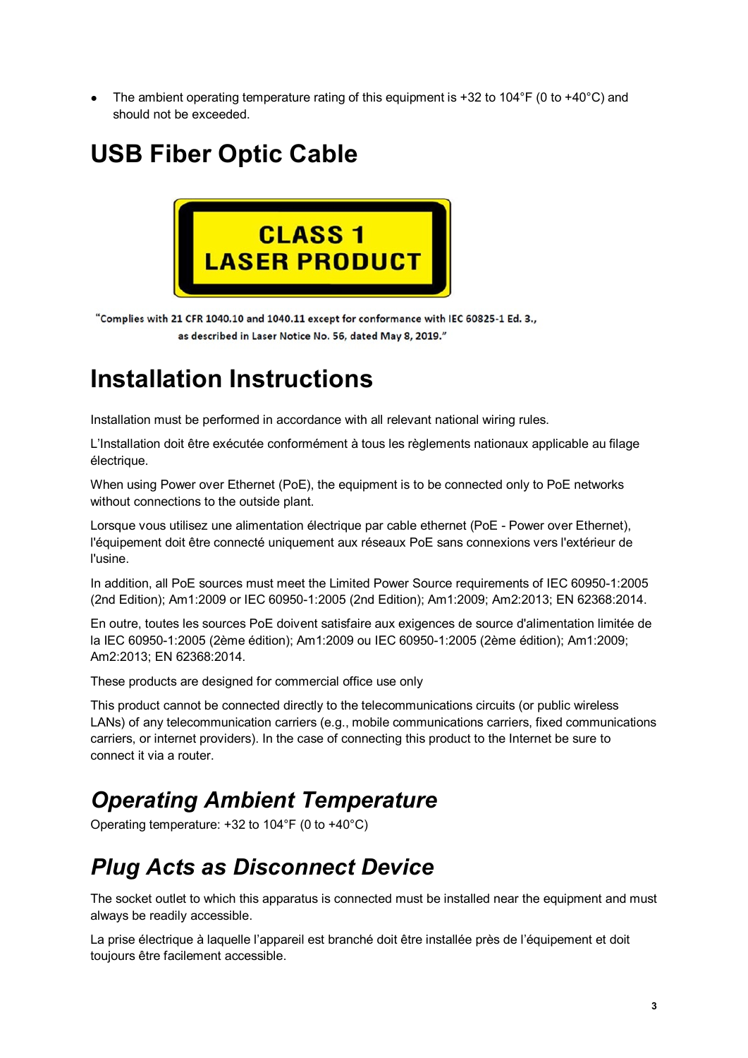- The ambient operating temperature rating of this equipment is +32 to 104°F (0 to +40°C) and should not be exceeded.

# USB Fiber Optic Cable

CLASS 1
LASER PRODUCT

"Complies with 21 CFR 1040.10 and 1040.11 except for conformance with IEC 60825-1 Ed. 3., as described in Laser Notice No. 56, dated May 8, 2019."

# Installation Instructions

Installation must be performed in accordance with all relevant national wiring rules.

L'Installation doit être exécutée conformément à tous les règlements nationaux applicable au filage électrique.

When using Power over Ethernet (PoE), the equipment is to be connected only to PoE networks without connections to the outside plant.

Lorsque vous utilisez une alimentation électrique par cable ethernet (PoE - Power over Ethernet), l'équipement doit être connecté uniquement aux réseaux PoE sans connexions vers l'extérieur de l'usine.

In addition, all PoE sources must meet the Limited Power Source requirements of IEC 60950-1:2005 (2nd Edition); Am1:2009 or IEC 60950-1:2005 (2nd Edition); Am1:2009; Am2:2013; EN 62368:2014.

En outre, toutes les sources PoE doivent satisfaire aux exigences de source d'alimentation limitée de la IEC 60950-1:2005 (2ème édition); Am1:2009 ou IEC 60950-1:2005 (2ème édition); Am1:2009; Am2:2013; EN 62368:2014.

These products are designed for commercial office use only

This product cannot be connected directly to the telecommunications circuits (or public wireless LANs) of any telecommunication carriers (e.g., mobile communications carriers, fixed communications carriers, or internet providers). In the case of connecting this product to the Internet be sure to connect it via a router.

## *Operating Ambient Temperature*

Operating temperature: +32 to 104°F (0 to +40°C)

## *Plug Acts as Disconnect Device*

The socket outlet to which this apparatus is connected must be installed near the equipment and must always be readily accessible.

La prise électrique à laquelle l'appareil est branché doit être installée près de l'équipement et doit toujours être facilement accessible.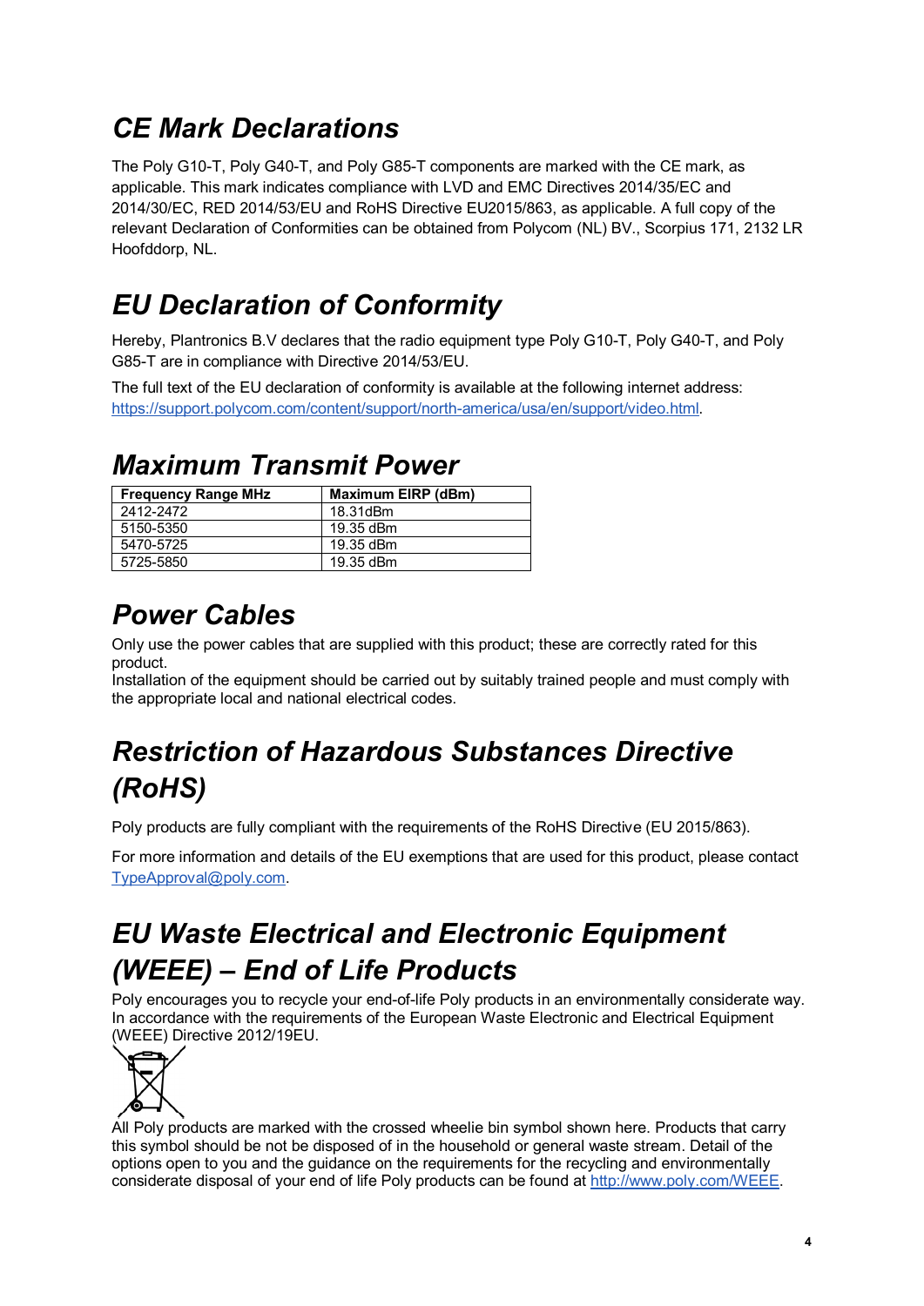## CE Mark Declarations

The Poly G10-T, Poly G40-T, and Poly G85-T components are marked with the CE mark, as applicable. This mark indicates compliance with LVD and EMC Directives 2014/35/EC and 2014/30/EC, RED 2014/53/EU and RoHS Directive EU2015/863, as applicable. A full copy of the relevant Declaration of Conformities can be obtained from Polycom (NL) BV., Scorpius 171, 2132 LR Hoofddorp, NL.

## EU Declaration of Conformity

Hereby, Plantronics B.V declares that the radio equipment type Poly G10-T, Poly G40-T, and Poly G85-T are in compliance with Directive 2014/53/EU.

The full text of the EU declaration of conformity is available at the following internet address: https://support.polycom.com/content/support/north-america/usa/en/support/video.html.

## Maximum Transmit Power

| Frequency Range MHz | Maximum EIRP (dBm) |
|---|---|
| 2412-2472 | 18.31dBm |
| 5150-5350 | 19.35 dBm |
| 5470-5725 | 19.35 dBm |
| 5725-5850 | 19.35 dBm |

## Power Cables

Only use the power cables that are supplied with this product; these are correctly rated for this product.
Installation of the equipment should be carried out by suitably trained people and must comply with the appropriate local and national electrical codes.

## Restriction of Hazardous Substances Directive (RoHS)

Poly products are fully compliant with the requirements of the RoHS Directive (EU 2015/863).

For more information and details of the EU exemptions that are used for this product, please contact TypeApproval@poly.com.

## EU Waste Electrical and Electronic Equipment (WEEE) – End of Life Products

Poly encourages you to recycle your end-of-life Poly products in an environmentally considerate way. In accordance with the requirements of the European Waste Electronic and Electrical Equipment (WEEE) Directive 2012/19EU.

All Poly products are marked with the crossed wheelie bin symbol shown here. Products that carry this symbol should be not be disposed of in the household or general waste stream. Detail of the options open to you and the guidance on the requirements for the recycling and environmentally considerate disposal of your end of life Poly products can be found at http://www.poly.com/WEEE.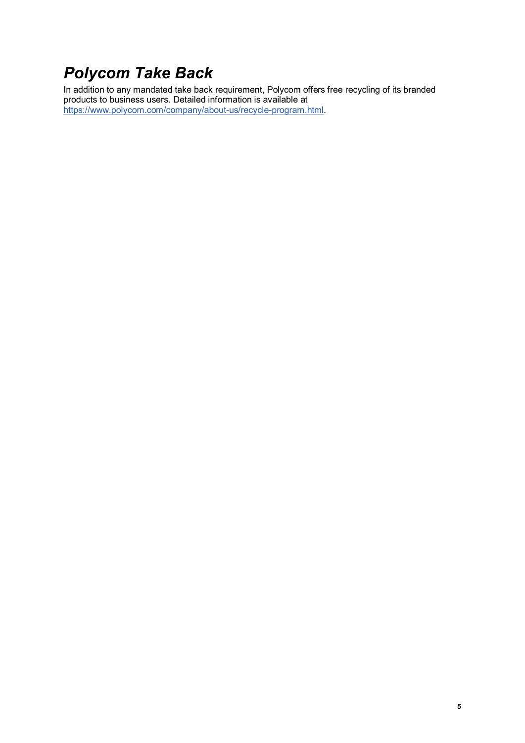# *Polycom Take Back*

In addition to any mandated take back requirement, Polycom offers free recycling of its branded products to business users. Detailed information is available at https://www.polycom.com/company/about-us/recycle-program.html.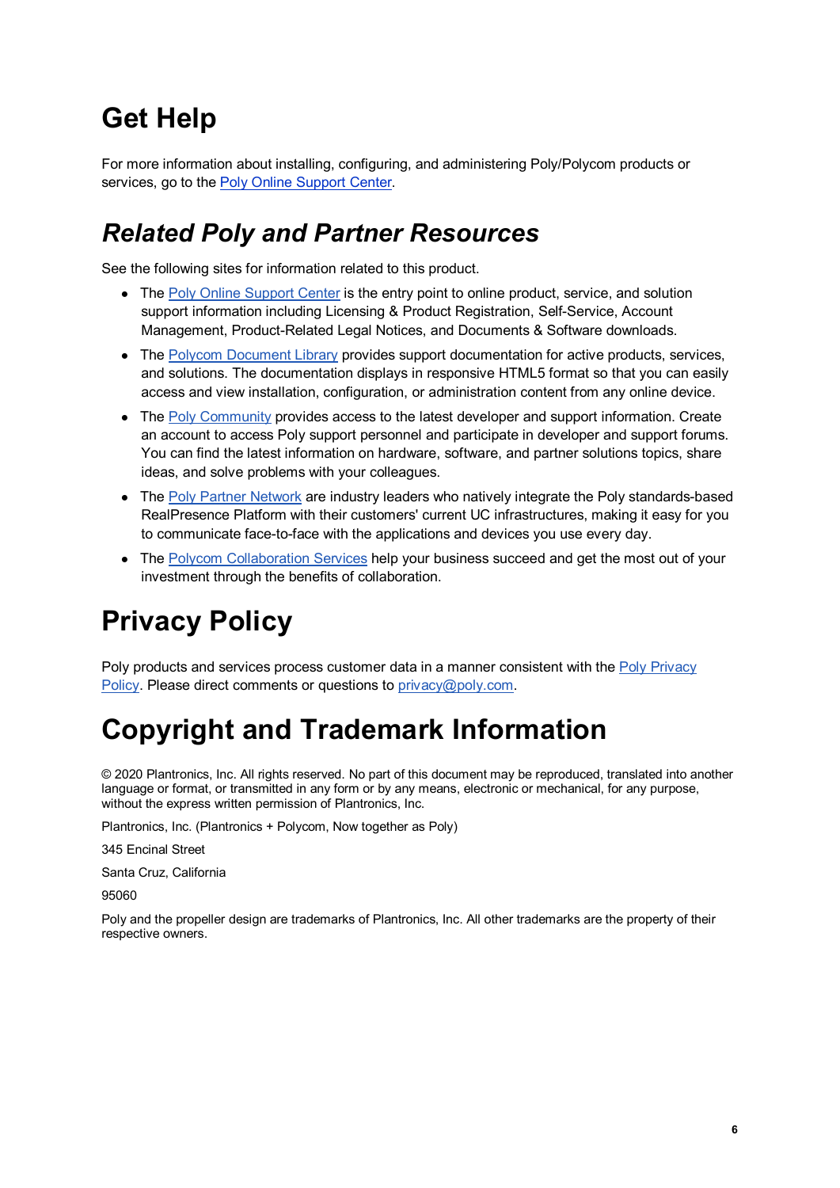# Get Help

For more information about installing, configuring, and administering Poly/Polycom products or services, go to the Poly Online Support Center.

## *Related Poly and Partner Resources*

See the following sites for information related to this product.

- The Poly Online Support Center is the entry point to online product, service, and solution support information including Licensing & Product Registration, Self-Service, Account Management, Product-Related Legal Notices, and Documents & Software downloads.
- The Polycom Document Library provides support documentation for active products, services, and solutions. The documentation displays in responsive HTML5 format so that you can easily access and view installation, configuration, or administration content from any online device.
- The Poly Community provides access to the latest developer and support information. Create an account to access Poly support personnel and participate in developer and support forums. You can find the latest information on hardware, software, and partner solutions topics, share ideas, and solve problems with your colleagues.
- The Poly Partner Network are industry leaders who natively integrate the Poly standards-based RealPresence Platform with their customers' current UC infrastructures, making it easy for you to communicate face-to-face with the applications and devices you use every day.
- The Polycom Collaboration Services help your business succeed and get the most out of your investment through the benefits of collaboration.

# Privacy Policy

Poly products and services process customer data in a manner consistent with the Poly Privacy Policy. Please direct comments or questions to privacy@poly.com.

# Copyright and Trademark Information

© 2020 Plantronics, Inc. All rights reserved. No part of this document may be reproduced, translated into another language or format, or transmitted in any form or by any means, electronic or mechanical, for any purpose, without the express written permission of Plantronics, Inc.

Plantronics, Inc. (Plantronics + Polycom, Now together as Poly)

345 Encinal Street

Santa Cruz, California

95060

Poly and the propeller design are trademarks of Plantronics, Inc. All other trademarks are the property of their respective owners.